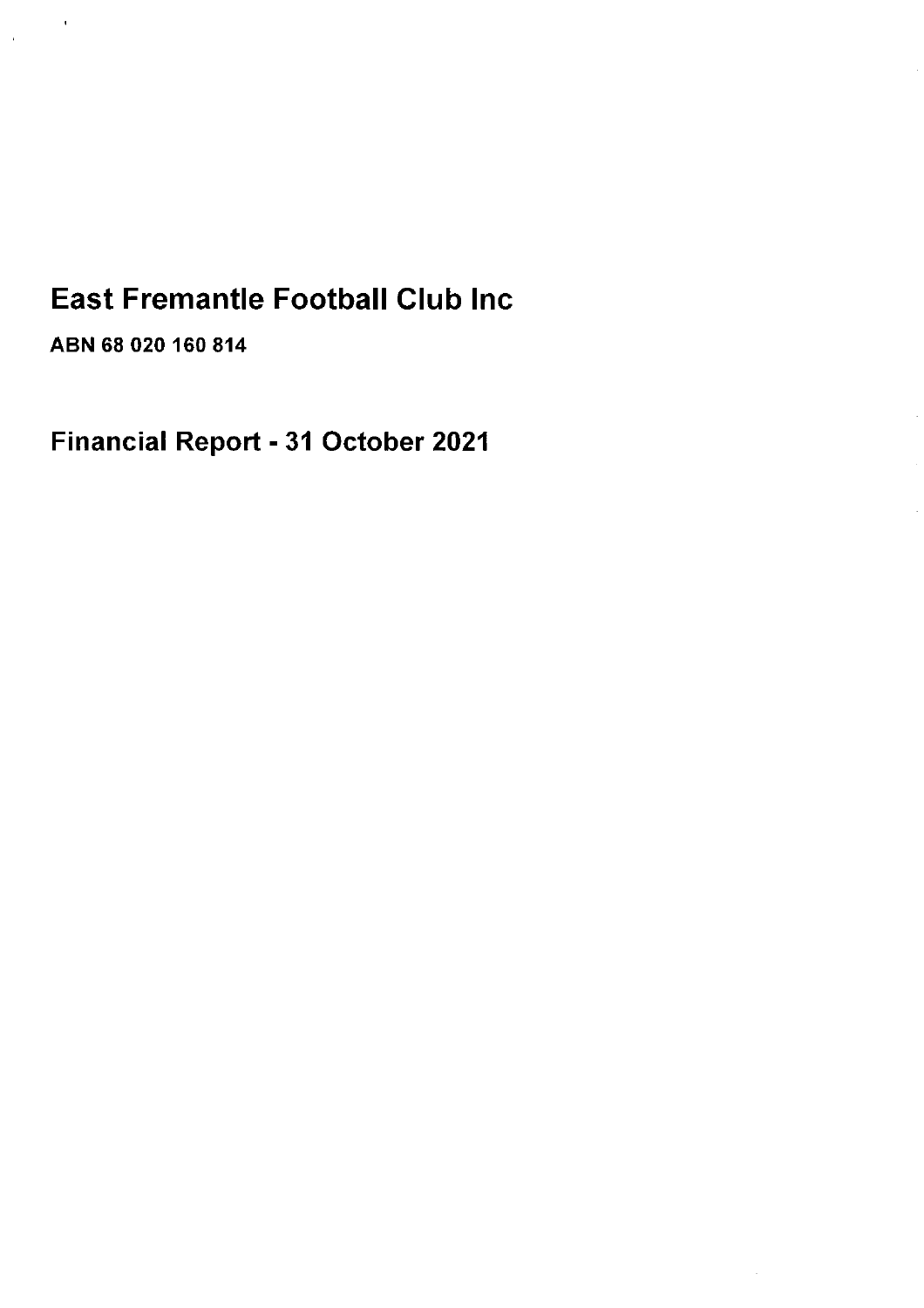# East Fremantle Football Club Inc

**ABN 68 020 160 814**

## Financial Report - 31 October 2021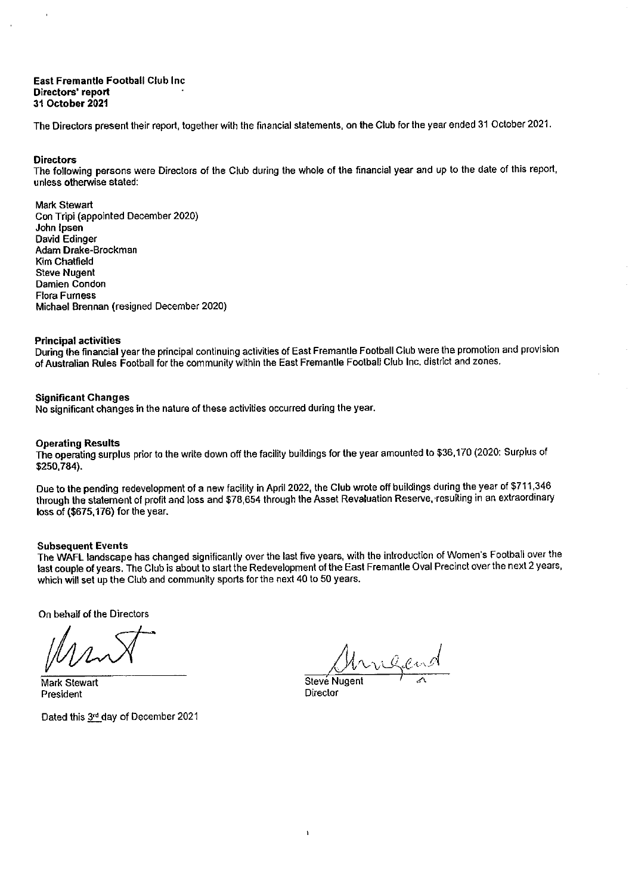**East Fremantle Football Club Inc**
**Directors' report**
**31 October 2021**

The Directors present their report, together with the financial statements, on the Club for the year ended 31 October 2021.

**Directors**

The following persons were Directors of the Club during the whole of the financial year and up to the date of this report, unless otherwise stated:

Mark Stewart
Con Tripi (appointed December 2020)
John Ipsen
David Edinger
Adam Drake-Brockman
Kim Chatfield
Steve Nugent
Damien Condon
Flora Furness
Michael Brennan (resigned December 2020)

**Principal activities**

During the financial year the principal continuing activities of East Fremantle Football Club were the promotion and provision of Australian Rules Football for the community within the East Fremantle Football Club Inc. district and zones.

**Significant Changes**

No significant changes in the nature of these activities occurred during the year.

**Operating Results**

The operating surplus prior to the write down off the facility buildings for the year amounted to $36,170 (2020: Surplus of $250,784).

Due to the pending redevelopment of a new facility in April 2022, the Club wrote off buildings during the year of $711,346 through the statement of profit and loss and $78,654 through the Asset Revaluation Reserve, resulting in an extraordinary loss of ($675,176) for the year.

**Subsequent Events**

The WAFL landscape has changed significantly over the last five years, with the introduction of Women's Football over the last couple of years. The Club is about to start the Redevelopment of the East Fremantle Oval Precinct over the next 2 years, which will set up the Club and community sports for the next 40 to 50 years.

On behalf of the Directors

Mark Stewart
President

Steve Nugent
Director

Dated this 3rd day of December 2021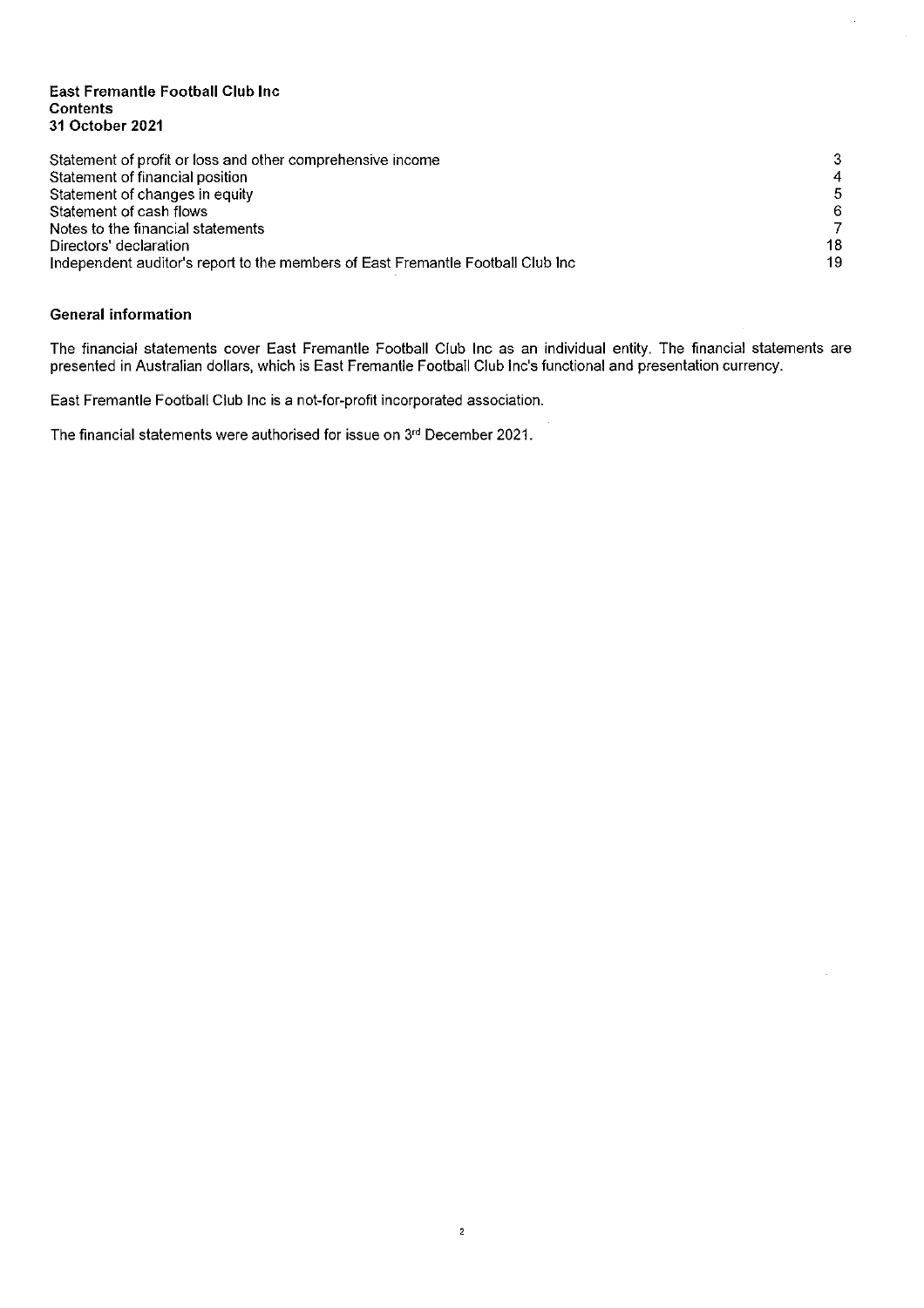**East Fremantle Football Club Inc**
**Contents**
**31 October 2021**

| | |
|---|---|
| Statement of profit or loss and other comprehensive income | 3 |
| Statement of financial position | 4 |
| Statement of changes in equity | 5 |
| Statement of cash flows | 6 |
| Notes to the financial statements | 7 |
| Directors' declaration | 18 |
| Independent auditor's report to the members of East Fremantle Football Club Inc | 19 |

**General information**

The financial statements cover East Fremantle Football Club Inc as an individual entity. The financial statements are presented in Australian dollars, which is East Fremantle Football Club Inc's functional and presentation currency.

East Fremantle Football Club Inc is a not-for-profit incorporated association.

The financial statements were authorised for issue on 3rd December 2021.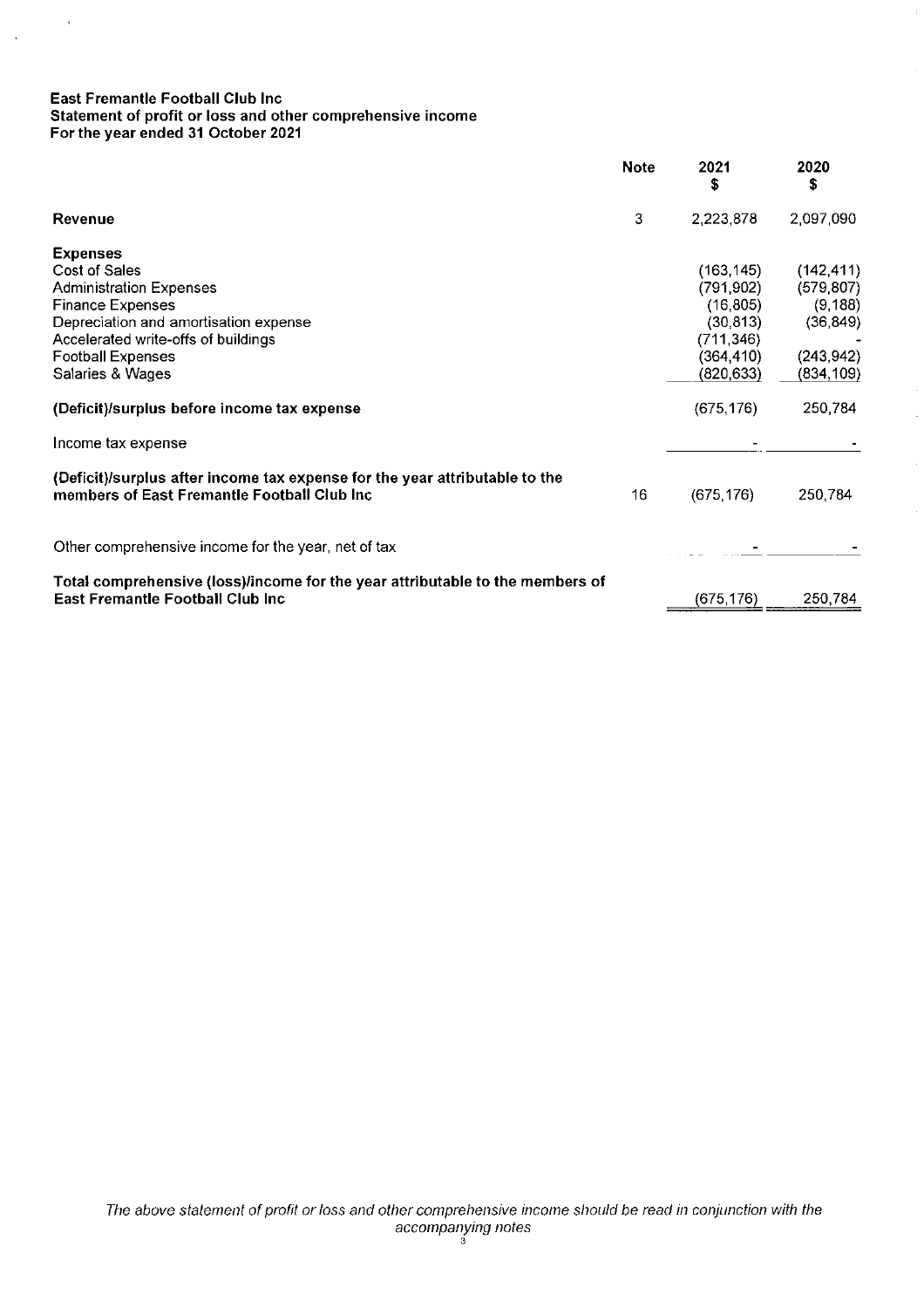**East Fremantle Football Club Inc**
**Statement of profit or loss and other comprehensive income**
**For the year ended 31 October 2021**

| | Note | 2021 $ | 2020 $ |
|---|---|---|---|
| **Revenue** | 3 | 2,223,878 | 2,097,090 |
| **Expenses** | | | |
| Cost of Sales | | (163,145) | (142,411) |
| Administration Expenses | | (791,902) | (579,807) |
| Finance Expenses | | (16,805) | (9,188) |
| Depreciation and amortisation expense | | (30,813) | (36,849) |
| Accelerated write-offs of buildings | | (711,346) | - |
| Football Expenses | | (364,410) | (243,942) |
| Salaries & Wages | | (820,633) | (834,109) |
| **(Deficit)/surplus before income tax expense** | | (675,176) | 250,784 |
| Income tax expense | | - | - |
| **(Deficit)/surplus after income tax expense for the year attributable to the members of East Fremantle Football Club Inc** | 16 | (675,176) | 250,784 |
| Other comprehensive income for the year, net of tax | | - | - |
| **Total comprehensive (loss)/income for the year attributable to the members of East Fremantle Football Club Inc** | | (675,176) | 250,784 |

*The above statement of profit or loss and other comprehensive income should be read in conjunction with the accompanying notes*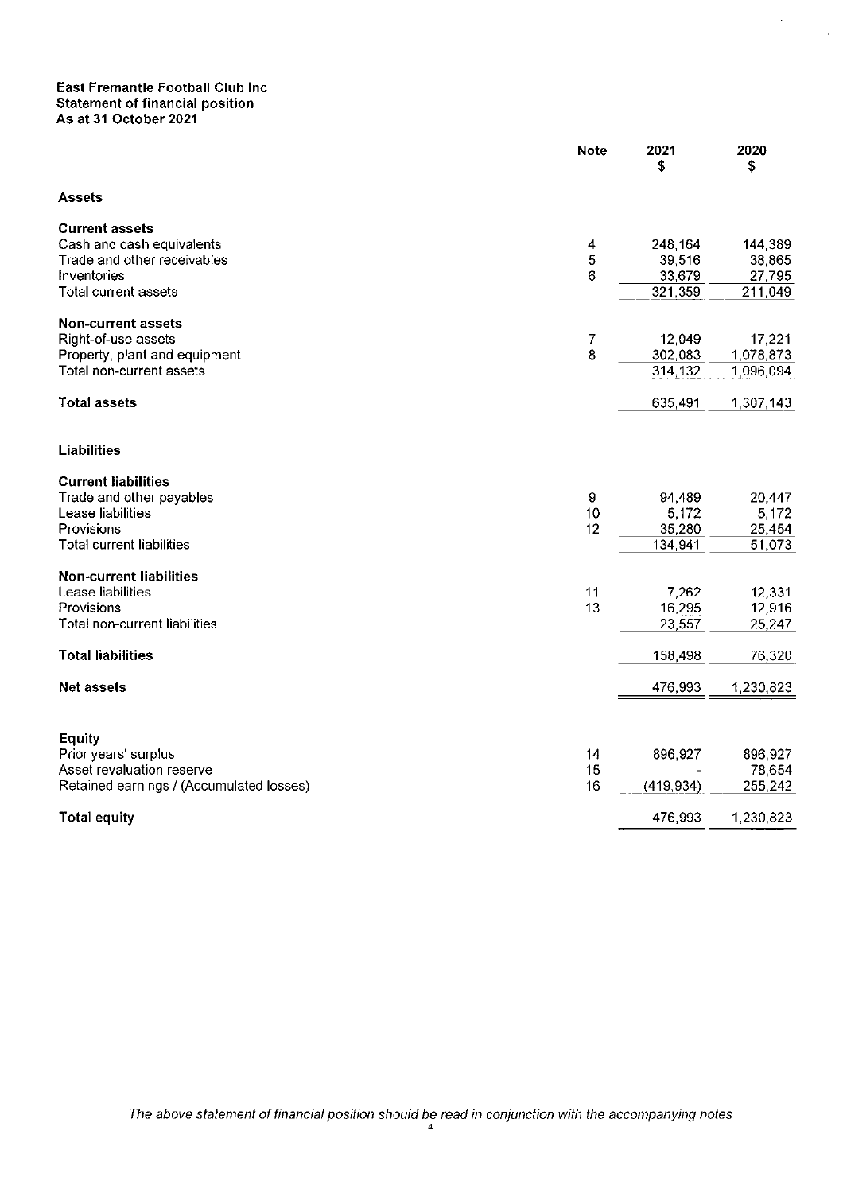**East Fremantle Football Club Inc**
**Statement of financial position**
**As at 31 October 2021**

| | Note | 2021 $ | 2020 $ |
|---|---|---|---|
| **Assets** | | | |
| **Current assets** | | | |
| Cash and cash equivalents | 4 | 248,164 | 144,389 |
| Trade and other receivables | 5 | 39,516 | 38,865 |
| Inventories | 6 | 33,679 | 27,795 |
| Total current assets | | 321,359 | 211,049 |
| **Non-current assets** | | | |
| Right-of-use assets | 7 | 12,049 | 17,221 |
| Property, plant and equipment | 8 | 302,083 | 1,078,873 |
| Total non-current assets | | 314,132 | 1,096,094 |
| **Total assets** | | 635,491 | 1,307,143 |
| **Liabilities** | | | |
| **Current liabilities** | | | |
| Trade and other payables | 9 | 94,489 | 20,447 |
| Lease liabilities | 10 | 5,172 | 5,172 |
| Provisions | 12 | 35,280 | 25,454 |
| Total current liabilities | | 134,941 | 51,073 |
| **Non-current liabilities** | | | |
| Lease liabilities | 11 | 7,262 | 12,331 |
| Provisions | 13 | 16,295 | 12,916 |
| Total non-current liabilities | | 23,557 | 25,247 |
| **Total liabilities** | | 158,498 | 76,320 |
| **Net assets** | | 476,993 | 1,230,823 |
| **Equity** | | | |
| Prior years' surplus | 14 | 896,927 | 896,927 |
| Asset revaluation reserve | 15 | - | 78,654 |
| Retained earnings / (Accumulated losses) | 16 | (419,934) | 255,242 |
| **Total equity** | | 476,993 | 1,230,823 |

*The above statement of financial position should be read in conjunction with the accompanying notes*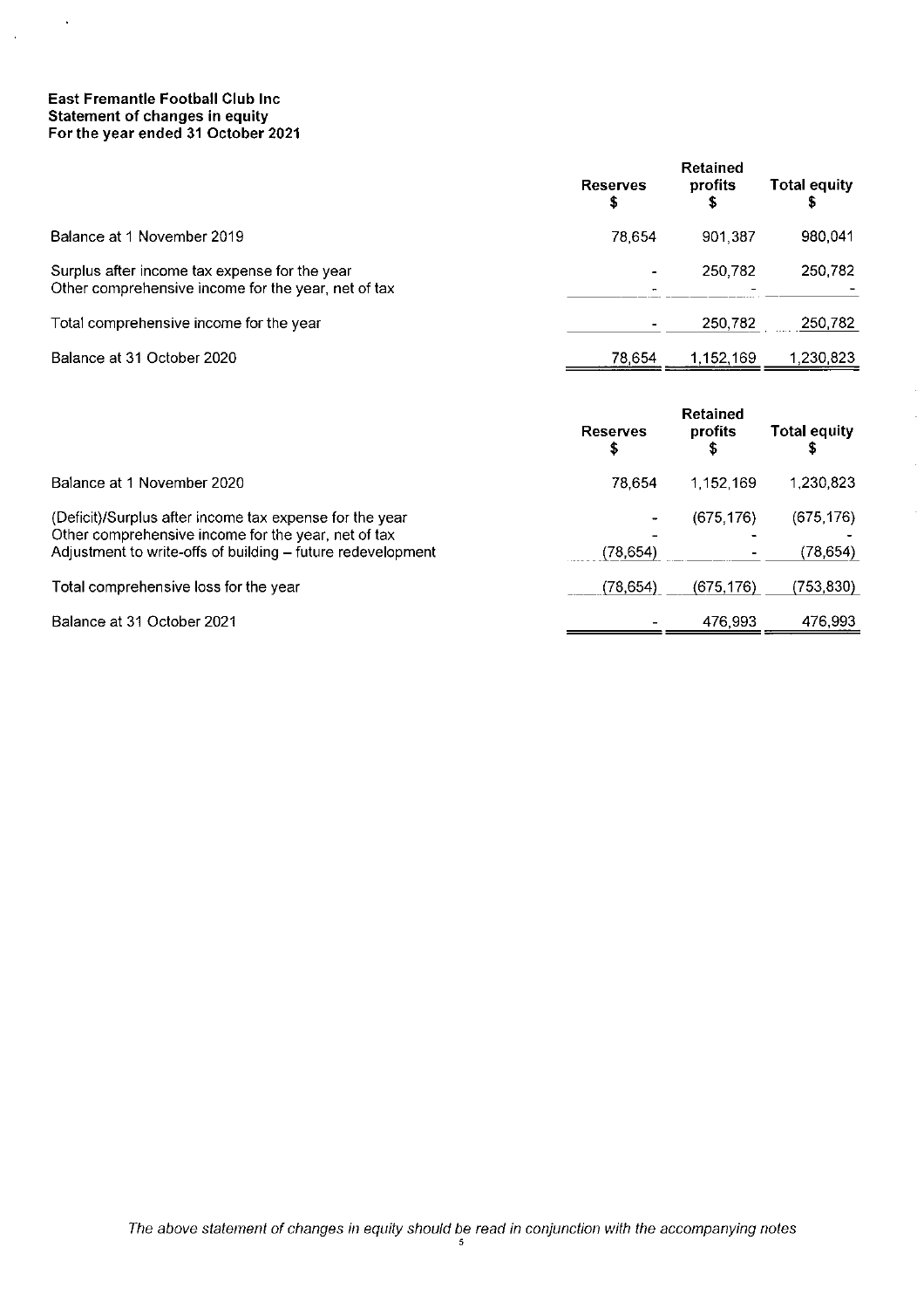**East Fremantle Football Club Inc**
**Statement of changes in equity**
**For the year ended 31 October 2021**

| | Reserves<br>$ | Retained profits<br>$ | Total equity<br>$ |
|---|---|---|---|
| Balance at 1 November 2019 | 78,654 | 901,387 | 980,041 |
| Surplus after income tax expense for the year | - | 250,782 | 250,782 |
| Other comprehensive income for the year, net of tax | - | - | - |
| Total comprehensive income for the year | - | 250,782 | 250,782 |
| Balance at 31 October 2020 | 78,654 | 1,152,169 | 1,230,823 |

| | Reserves<br>$ | Retained profits<br>$ | Total equity<br>$ |
|---|---|---|---|
| Balance at 1 November 2020 | 78,654 | 1,152,169 | 1,230,823 |
| (Deficit)/Surplus after income tax expense for the year | - | (675,176) | (675,176) |
| Other comprehensive income for the year, net of tax | - | - | - |
| Adjustment to write-offs of building – future redevelopment | (78,654) | - | (78,654) |
| Total comprehensive loss for the year | (78,654) | (675,176) | (753,830) |
| Balance at 31 October 2021 | - | 476,993 | 476,993 |

*The above statement of changes in equity should be read in conjunction with the accompanying notes*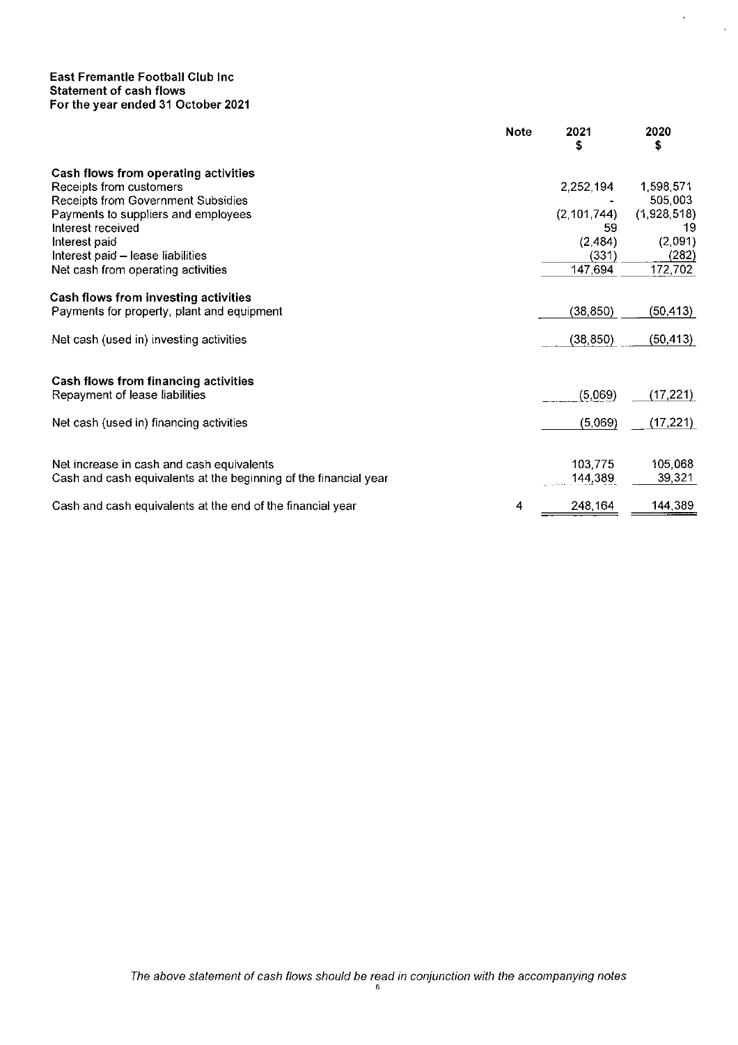**East Fremantle Football Club Inc**
**Statement of cash flows**
**For the year ended 31 October 2021**

| | Note | 2021<br>$ | 2020<br>$ |
|---|---|---|---|
| **Cash flows from operating activities** | | | |
| Receipts from customers | | 2,252,194 | 1,598,571 |
| Receipts from Government Subsidies | | - | 505,003 |
| Payments to suppliers and employees | | (2,101,744) | (1,928,518) |
| Interest received | | 59 | 19 |
| Interest paid | | (2,484) | (2,091) |
| Interest paid – lease liabilities | | (331) | (282) |
| Net cash from operating activities | | 147,694 | 172,702 |
| **Cash flows from investing activities** | | | |
| Payments for property, plant and equipment | | (38,850) | (50,413) |
| Net cash (used in) investing activities | | (38,850) | (50,413) |
| **Cash flows from financing activities** | | | |
| Repayment of lease liabilities | | (5,069) | (17,221) |
| Net cash (used in) financing activities | | (5,069) | (17,221) |
| Net increase in cash and cash equivalents | | 103,775 | 105,068 |
| Cash and cash equivalents at the beginning of the financial year | | 144,389 | 39,321 |
| Cash and cash equivalents at the end of the financial year | 4 | 248,164 | 144,389 |

*The above statement of cash flows should be read in conjunction with the accompanying notes*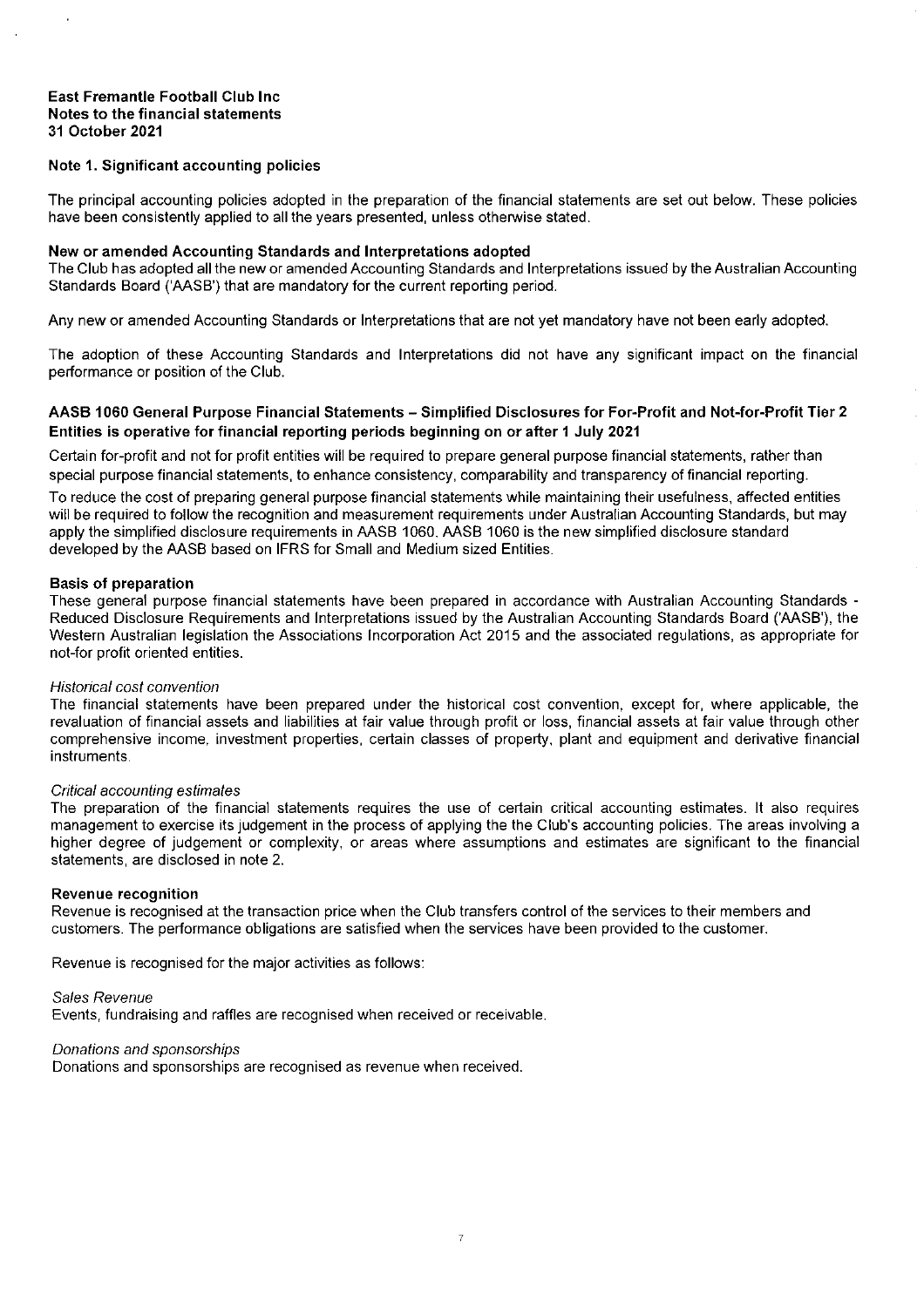**East Fremantle Football Club Inc**
**Notes to the financial statements**
**31 October 2021**

## Note 1. Significant accounting policies

The principal accounting policies adopted in the preparation of the financial statements are set out below. These policies have been consistently applied to all the years presented, unless otherwise stated.

### New or amended Accounting Standards and Interpretations adopted

The Club has adopted all the new or amended Accounting Standards and Interpretations issued by the Australian Accounting Standards Board ('AASB') that are mandatory for the current reporting period.

Any new or amended Accounting Standards or Interpretations that are not yet mandatory have not been early adopted.

The adoption of these Accounting Standards and Interpretations did not have any significant impact on the financial performance or position of the Club.

### AASB 1060 General Purpose Financial Statements – Simplified Disclosures for For-Profit and Not-for-Profit Tier 2 Entities is operative for financial reporting periods beginning on or after 1 July 2021

Certain for-profit and not for profit entities will be required to prepare general purpose financial statements, rather than special purpose financial statements, to enhance consistency, comparability and transparency of financial reporting.

To reduce the cost of preparing general purpose financial statements while maintaining their usefulness, affected entities will be required to follow the recognition and measurement requirements under Australian Accounting Standards, but may apply the simplified disclosure requirements in AASB 1060. AASB 1060 is the new simplified disclosure standard developed by the AASB based on IFRS for Small and Medium sized Entities.

### Basis of preparation

These general purpose financial statements have been prepared in accordance with Australian Accounting Standards - Reduced Disclosure Requirements and Interpretations issued by the Australian Accounting Standards Board ('AASB'), the Western Australian legislation the Associations Incorporation Act 2015 and the associated regulations, as appropriate for not-for profit oriented entities.

*Historical cost convention*

The financial statements have been prepared under the historical cost convention, except for, where applicable, the revaluation of financial assets and liabilities at fair value through profit or loss, financial assets at fair value through other comprehensive income, investment properties, certain classes of property, plant and equipment and derivative financial instruments.

*Critical accounting estimates*

The preparation of the financial statements requires the use of certain critical accounting estimates. It also requires management to exercise its judgement in the process of applying the the Club's accounting policies. The areas involving a higher degree of judgement or complexity, or areas where assumptions and estimates are significant to the financial statements, are disclosed in note 2.

### Revenue recognition

Revenue is recognised at the transaction price when the Club transfers control of the services to their members and customers. The performance obligations are satisfied when the services have been provided to the customer.

Revenue is recognised for the major activities as follows:

*Sales Revenue*

Events, fundraising and raffles are recognised when received or receivable.

*Donations and sponsorships*

Donations and sponsorships are recognised as revenue when received.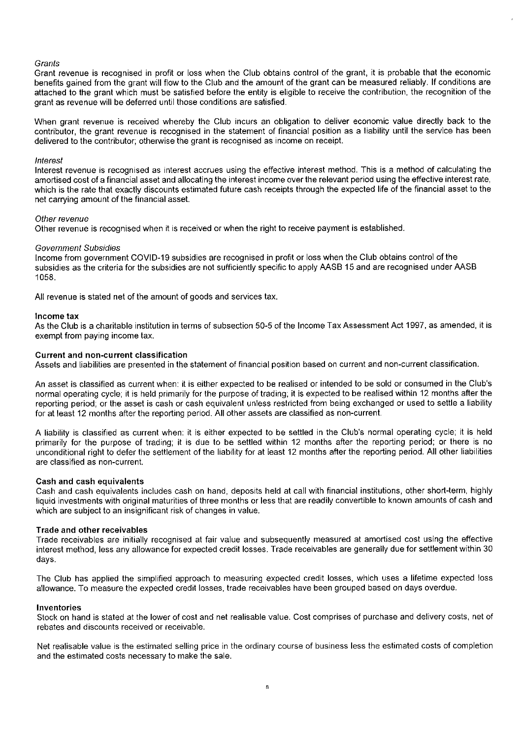*Grants*
Grant revenue is recognised in profit or loss when the Club obtains control of the grant, it is probable that the economic benefits gained from the grant will flow to the Club and the amount of the grant can be measured reliably. If conditions are attached to the grant which must be satisfied before the entity is eligible to receive the contribution, the recognition of the grant as revenue will be deferred until those conditions are satisfied.

When grant revenue is received whereby the Club incurs an obligation to deliver economic value directly back to the contributor, the grant revenue is recognised in the statement of financial position as a liability until the service has been delivered to the contributor; otherwise the grant is recognised as income on receipt.

*Interest*
Interest revenue is recognised as interest accrues using the effective interest method. This is a method of calculating the amortised cost of a financial asset and allocating the interest income over the relevant period using the effective interest rate, which is the rate that exactly discounts estimated future cash receipts through the expected life of the financial asset to the net carrying amount of the financial asset.

*Other revenue*
Other revenue is recognised when it is received or when the right to receive payment is established.

*Government Subsidies*
Income from government COVID-19 subsidies are recognised in profit or loss when the Club obtains control of the subsidies as the criteria for the subsidies are not sufficiently specific to apply AASB 15 and are recognised under AASB 1058.

All revenue is stated net of the amount of goods and services tax.

**Income tax**
As the Club is a charitable institution in terms of subsection 50-5 of the Income Tax Assessment Act 1997, as amended, it is exempt from paying income tax.

**Current and non-current classification**
Assets and liabilities are presented in the statement of financial position based on current and non-current classification.

An asset is classified as current when: it is either expected to be realised or intended to be sold or consumed in the Club's normal operating cycle; it is held primarily for the purpose of trading; it is expected to be realised within 12 months after the reporting period; or the asset is cash or cash equivalent unless restricted from being exchanged or used to settle a liability for at least 12 months after the reporting period. All other assets are classified as non-current.

A liability is classified as current when: it is either expected to be settled in the Club's normal operating cycle; it is held primarily for the purpose of trading; it is due to be settled within 12 months after the reporting period; or there is no unconditional right to defer the settlement of the liability for at least 12 months after the reporting period. All other liabilities are classified as non-current.

**Cash and cash equivalents**
Cash and cash equivalents includes cash on hand, deposits held at call with financial institutions, other short-term, highly liquid investments with original maturities of three months or less that are readily convertible to known amounts of cash and which are subject to an insignificant risk of changes in value.

**Trade and other receivables**
Trade receivables are initially recognised at fair value and subsequently measured at amortised cost using the effective interest method, less any allowance for expected credit losses. Trade receivables are generally due for settlement within 30 days.

The Club has applied the simplified approach to measuring expected credit losses, which uses a lifetime expected loss allowance. To measure the expected credit losses, trade receivables have been grouped based on days overdue.

**Inventories**
Stock on hand is stated at the lower of cost and net realisable value. Cost comprises of purchase and delivery costs, net of rebates and discounts received or receivable.

Net realisable value is the estimated selling price in the ordinary course of business less the estimated costs of completion and the estimated costs necessary to make the sale.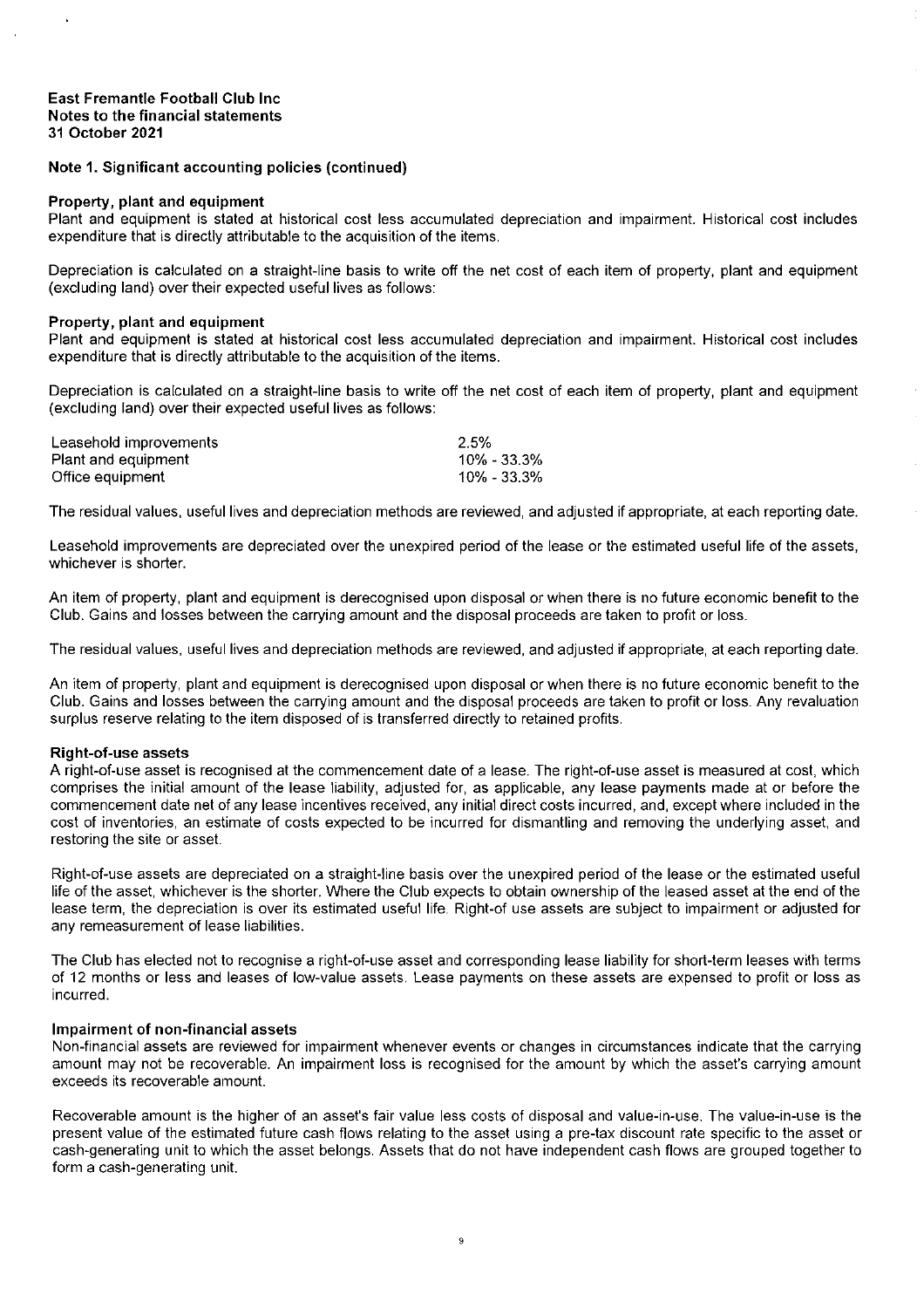**East Fremantle Football Club Inc**
**Notes to the financial statements**
**31 October 2021**

**Note 1. Significant accounting policies (continued)**

**Property, plant and equipment**

Plant and equipment is stated at historical cost less accumulated depreciation and impairment. Historical cost includes expenditure that is directly attributable to the acquisition of the items.

Depreciation is calculated on a straight-line basis to write off the net cost of each item of property, plant and equipment (excluding land) over their expected useful lives as follows:

**Property, plant and equipment**

Plant and equipment is stated at historical cost less accumulated depreciation and impairment. Historical cost includes expenditure that is directly attributable to the acquisition of the items.

Depreciation is calculated on a straight-line basis to write off the net cost of each item of property, plant and equipment (excluding land) over their expected useful lives as follows:

| | |
|---|---|
| Leasehold improvements | 2.5% |
| Plant and equipment | 10% - 33.3% |
| Office equipment | 10% - 33.3% |

The residual values, useful lives and depreciation methods are reviewed, and adjusted if appropriate, at each reporting date.

Leasehold improvements are depreciated over the unexpired period of the lease or the estimated useful life of the assets, whichever is shorter.

An item of property, plant and equipment is derecognised upon disposal or when there is no future economic benefit to the Club. Gains and losses between the carrying amount and the disposal proceeds are taken to profit or loss.

The residual values, useful lives and depreciation methods are reviewed, and adjusted if appropriate, at each reporting date.

An item of property, plant and equipment is derecognised upon disposal or when there is no future economic benefit to the Club. Gains and losses between the carrying amount and the disposal proceeds are taken to profit or loss. Any revaluation surplus reserve relating to the item disposed of is transferred directly to retained profits.

**Right-of-use assets**

A right-of-use asset is recognised at the commencement date of a lease. The right-of-use asset is measured at cost, which comprises the initial amount of the lease liability, adjusted for, as applicable, any lease payments made at or before the commencement date net of any lease incentives received, any initial direct costs incurred, and, except where included in the cost of inventories, an estimate of costs expected to be incurred for dismantling and removing the underlying asset, and restoring the site or asset.

Right-of-use assets are depreciated on a straight-line basis over the unexpired period of the lease or the estimated useful life of the asset, whichever is the shorter. Where the Club expects to obtain ownership of the leased asset at the end of the lease term, the depreciation is over its estimated useful life. Right-of use assets are subject to impairment or adjusted for any remeasurement of lease liabilities.

The Club has elected not to recognise a right-of-use asset and corresponding lease liability for short-term leases with terms of 12 months or less and leases of low-value assets. Lease payments on these assets are expensed to profit or loss as incurred.

**Impairment of non-financial assets**

Non-financial assets are reviewed for impairment whenever events or changes in circumstances indicate that the carrying amount may not be recoverable. An impairment loss is recognised for the amount by which the asset's carrying amount exceeds its recoverable amount.

Recoverable amount is the higher of an asset's fair value less costs of disposal and value-in-use. The value-in-use is the present value of the estimated future cash flows relating to the asset using a pre-tax discount rate specific to the asset or cash-generating unit to which the asset belongs. Assets that do not have independent cash flows are grouped together to form a cash-generating unit.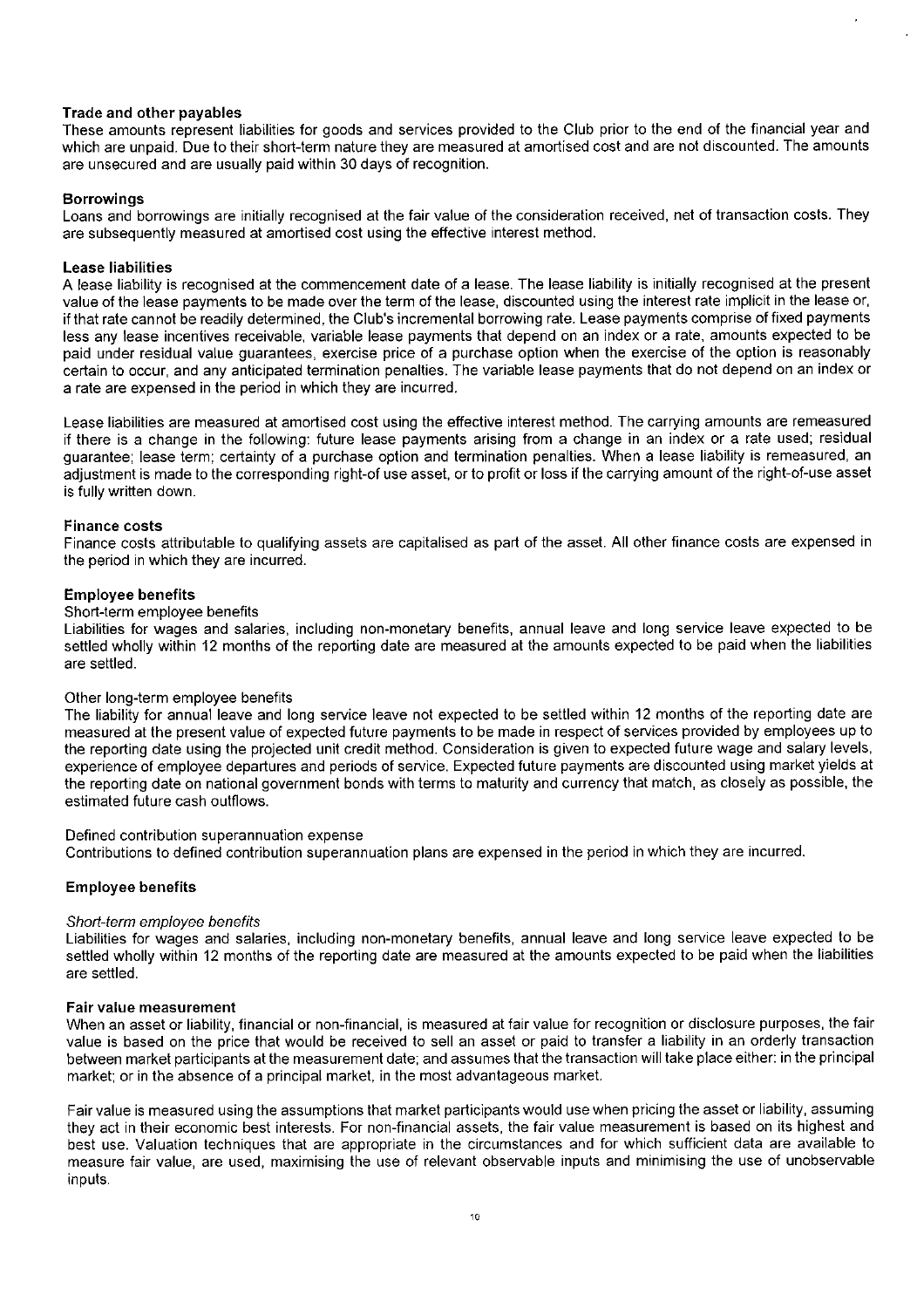### Trade and other payables

These amounts represent liabilities for goods and services provided to the Club prior to the end of the financial year and which are unpaid. Due to their short-term nature they are measured at amortised cost and are not discounted. The amounts are unsecured and are usually paid within 30 days of recognition.

### Borrowings

Loans and borrowings are initially recognised at the fair value of the consideration received, net of transaction costs. They are subsequently measured at amortised cost using the effective interest method.

### Lease liabilities

A lease liability is recognised at the commencement date of a lease. The lease liability is initially recognised at the present value of the lease payments to be made over the term of the lease, discounted using the interest rate implicit in the lease or, if that rate cannot be readily determined, the Club's incremental borrowing rate. Lease payments comprise of fixed payments less any lease incentives receivable, variable lease payments that depend on an index or a rate, amounts expected to be paid under residual value guarantees, exercise price of a purchase option when the exercise of the option is reasonably certain to occur, and any anticipated termination penalties. The variable lease payments that do not depend on an index or a rate are expensed in the period in which they are incurred.

Lease liabilities are measured at amortised cost using the effective interest method. The carrying amounts are remeasured if there is a change in the following: future lease payments arising from a change in an index or a rate used; residual guarantee; lease term; certainty of a purchase option and termination penalties. When a lease liability is remeasured, an adjustment is made to the corresponding right-of use asset, or to profit or loss if the carrying amount of the right-of-use asset is fully written down.

### Finance costs

Finance costs attributable to qualifying assets are capitalised as part of the asset. All other finance costs are expensed in the period in which they are incurred.

### Employee benefits

Short-term employee benefits

Liabilities for wages and salaries, including non-monetary benefits, annual leave and long service leave expected to be settled wholly within 12 months of the reporting date are measured at the amounts expected to be paid when the liabilities are settled.

Other long-term employee benefits

The liability for annual leave and long service leave not expected to be settled within 12 months of the reporting date are measured at the present value of expected future payments to be made in respect of services provided by employees up to the reporting date using the projected unit credit method. Consideration is given to expected future wage and salary levels, experience of employee departures and periods of service. Expected future payments are discounted using market yields at the reporting date on national government bonds with terms to maturity and currency that match, as closely as possible, the estimated future cash outflows.

Defined contribution superannuation expense

Contributions to defined contribution superannuation plans are expensed in the period in which they are incurred.

### Employee benefits

*Short-term employee benefits*

Liabilities for wages and salaries, including non-monetary benefits, annual leave and long service leave expected to be settled wholly within 12 months of the reporting date are measured at the amounts expected to be paid when the liabilities are settled.

### Fair value measurement

When an asset or liability, financial or non-financial, is measured at fair value for recognition or disclosure purposes, the fair value is based on the price that would be received to sell an asset or paid to transfer a liability in an orderly transaction between market participants at the measurement date; and assumes that the transaction will take place either: in the principal market; or in the absence of a principal market, in the most advantageous market.

Fair value is measured using the assumptions that market participants would use when pricing the asset or liability, assuming they act in their economic best interests. For non-financial assets, the fair value measurement is based on its highest and best use. Valuation techniques that are appropriate in the circumstances and for which sufficient data are available to measure fair value, are used, maximising the use of relevant observable inputs and minimising the use of unobservable inputs.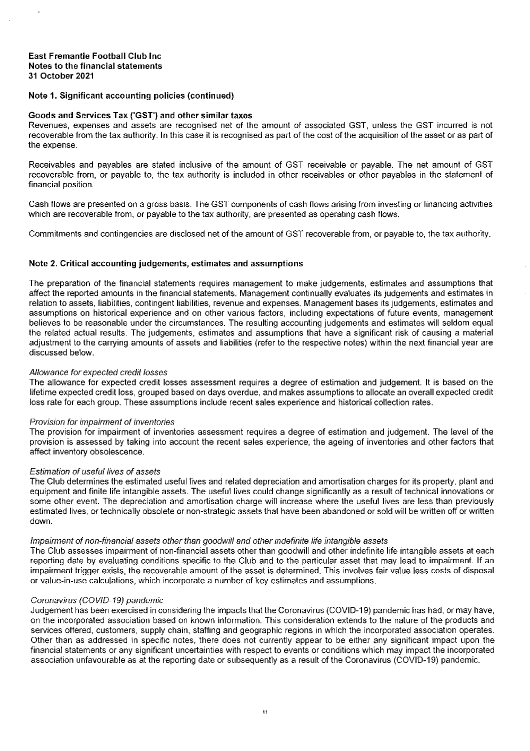**East Fremantle Football Club Inc**
**Notes to the financial statements**
**31 October 2021**

## Note 1. Significant accounting policies (continued)

### Goods and Services Tax ('GST') and other similar taxes

Revenues, expenses and assets are recognised net of the amount of associated GST, unless the GST incurred is not recoverable from the tax authority. In this case it is recognised as part of the cost of the acquisition of the asset or as part of the expense.

Receivables and payables are stated inclusive of the amount of GST receivable or payable. The net amount of GST recoverable from, or payable to, the tax authority is included in other receivables or other payables in the statement of financial position.

Cash flows are presented on a gross basis. The GST components of cash flows arising from investing or financing activities which are recoverable from, or payable to the tax authority, are presented as operating cash flows.

Commitments and contingencies are disclosed net of the amount of GST recoverable from, or payable to, the tax authority.

## Note 2. Critical accounting judgements, estimates and assumptions

The preparation of the financial statements requires management to make judgements, estimates and assumptions that affect the reported amounts in the financial statements. Management continually evaluates its judgements and estimates in relation to assets, liabilities, contingent liabilities, revenue and expenses. Management bases its judgements, estimates and assumptions on historical experience and on other various factors, including expectations of future events, management believes to be reasonable under the circumstances. The resulting accounting judgements and estimates will seldom equal the related actual results. The judgements, estimates and assumptions that have a significant risk of causing a material adjustment to the carrying amounts of assets and liabilities (refer to the respective notes) within the next financial year are discussed below.

*Allowance for expected credit losses*
The allowance for expected credit losses assessment requires a degree of estimation and judgement. It is based on the lifetime expected credit loss, grouped based on days overdue, and makes assumptions to allocate an overall expected credit loss rate for each group. These assumptions include recent sales experience and historical collection rates.

*Provision for impairment of inventories*
The provision for impairment of inventories assessment requires a degree of estimation and judgement. The level of the provision is assessed by taking into account the recent sales experience, the ageing of inventories and other factors that affect inventory obsolescence.

*Estimation of useful lives of assets*
The Club determines the estimated useful lives and related depreciation and amortisation charges for its property, plant and equipment and finite life intangible assets. The useful lives could change significantly as a result of technical innovations or some other event. The depreciation and amortisation charge will increase where the useful lives are less than previously estimated lives, or technically obsolete or non-strategic assets that have been abandoned or sold will be written off or written down.

*Impairment of non-financial assets other than goodwill and other indefinite life intangible assets*
The Club assesses impairment of non-financial assets other than goodwill and other indefinite life intangible assets at each reporting date by evaluating conditions specific to the Club and to the particular asset that may lead to impairment. If an impairment trigger exists, the recoverable amount of the asset is determined. This involves fair value less costs of disposal or value-in-use calculations, which incorporate a number of key estimates and assumptions.

*Coronavirus (COVID-19) pandemic*
Judgement has been exercised in considering the impacts that the Coronavirus (COVID-19) pandemic has had, or may have, on the incorporated association based on known information. This consideration extends to the nature of the products and services offered, customers, supply chain, staffing and geographic regions in which the incorporated association operates. Other than as addressed in specific notes, there does not currently appear to be either any significant impact upon the financial statements or any significant uncertainties with respect to events or conditions which may impact the incorporated association unfavourable as at the reporting date or subsequently as a result of the Coronavirus (COVID-19) pandemic.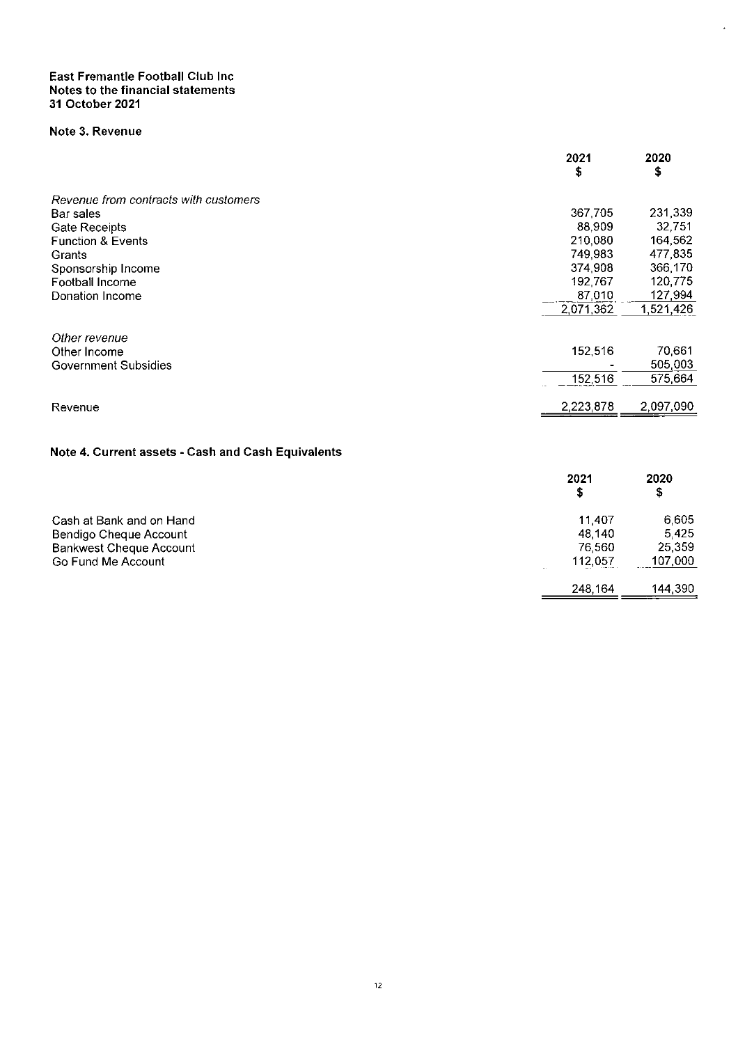**East Fremantle Football Club Inc**
**Notes to the financial statements**
**31 October 2021**

## Note 3. Revenue

| | 2021 $ | 2020 $ |
|---|---|---|
| *Revenue from contracts with customers* | | |
| Bar sales | 367,705 | 231,339 |
| Gate Receipts | 88,909 | 32,751 |
| Function & Events | 210,080 | 164,562 |
| Grants | 749,983 | 477,835 |
| Sponsorship Income | 374,908 | 366,170 |
| Football Income | 192,767 | 120,775 |
| Donation Income | 87,010 | 127,994 |
| | 2,071,362 | 1,521,426 |
| *Other revenue* | | |
| Other Income | 152,516 | 70,661 |
| Government Subsidies | - | 505,003 |
| | 152,516 | 575,664 |
| Revenue | 2,223,878 | 2,097,090 |

## Note 4. Current assets - Cash and Cash Equivalents

| | 2021 $ | 2020 $ |
|---|---|---|
| Cash at Bank and on Hand | 11,407 | 6,605 |
| Bendigo Cheque Account | 48,140 | 5,425 |
| Bankwest Cheque Account | 76,560 | 25,359 |
| Go Fund Me Account | 112,057 | 107,000 |
| | 248,164 | 144,390 |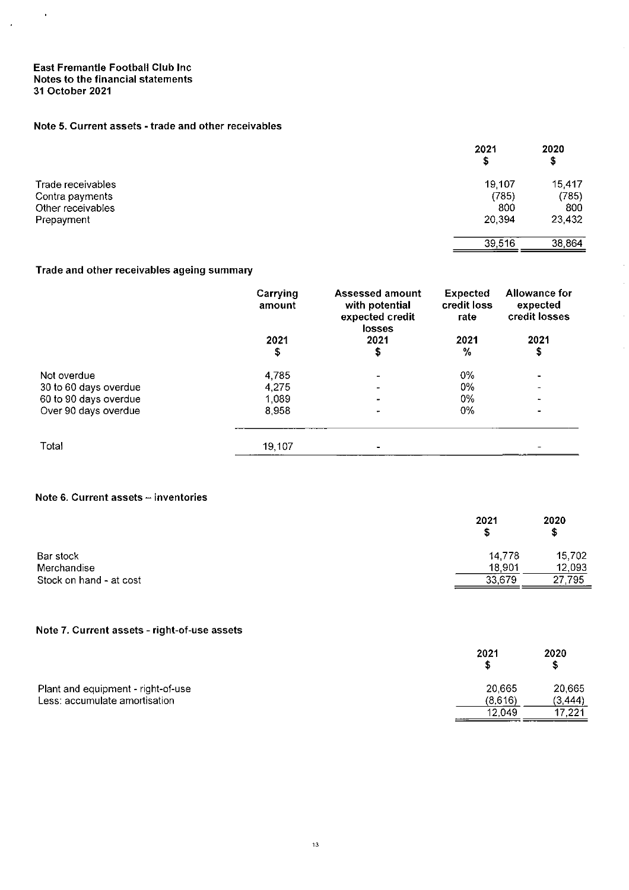**East Fremantle Football Club Inc**
**Notes to the financial statements**
**31 October 2021**

### Note 5. Current assets - trade and other receivables

| | 2021 $ | 2020 $ |
|---|---|---|
| Trade receivables | 19,107 | 15,417 |
| Contra payments | (785) | (785) |
| Other receivables | 800 | 800 |
| Prepayment | 20,394 | 23,432 |
| | 39,516 | 38,864 |

### Trade and other receivables ageing summary

| | Carrying amount 2021 $ | Assessed amount with potential expected credit losses 2021 $ | Expected credit loss rate 2021 % | Allowance for expected credit losses 2021 $ |
|---|---|---|---|---|
| Not overdue | 4,785 | - | 0% | - |
| 30 to 60 days overdue | 4,275 | - | 0% | - |
| 60 to 90 days overdue | 1,089 | - | 0% | - |
| Over 90 days overdue | 8,958 | - | 0% | - |
| Total | 19,107 | - | | - |

### Note 6. Current assets – inventories

| | 2021 $ | 2020 $ |
|---|---|---|
| Bar stock | 14,778 | 15,702 |
| Merchandise | 18,901 | 12,093 |
| Stock on hand - at cost | 33,679 | 27,795 |

### Note 7. Current assets - right-of-use assets

| | 2021 $ | 2020 $ |
|---|---|---|
| Plant and equipment - right-of-use | 20,665 | 20,665 |
| Less: accumulate amortisation | (8,616) | (3,444) |
| | 12,049 | 17,221 |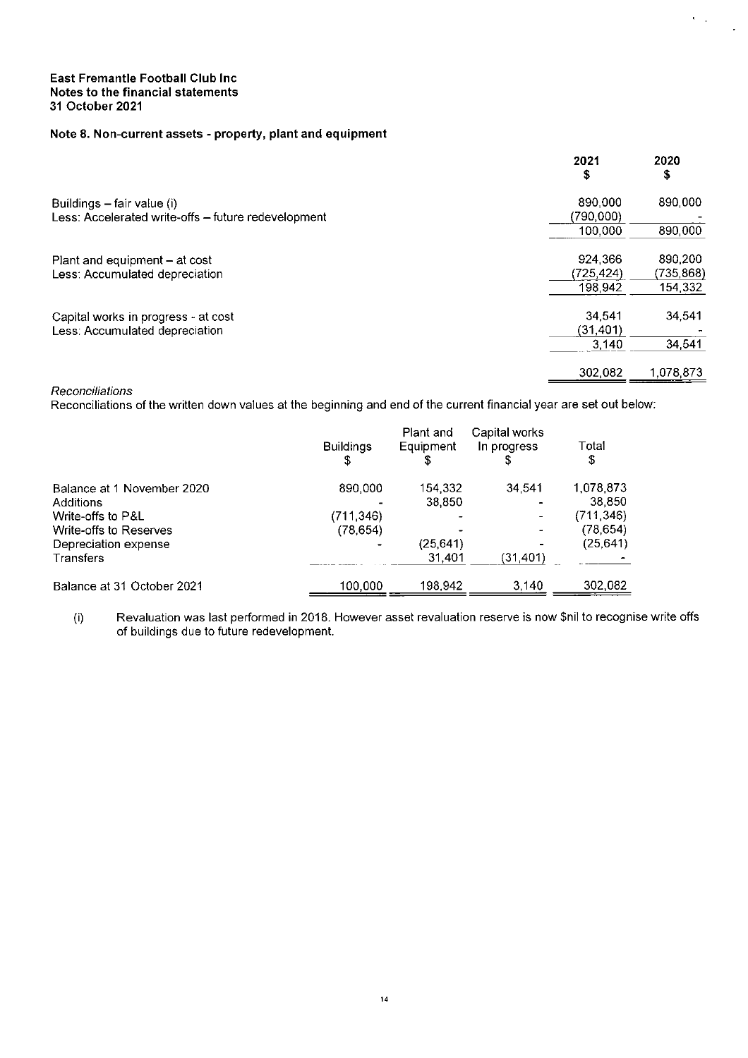**East Fremantle Football Club Inc**
**Notes to the financial statements**
**31 October 2021**

## Note 8. Non-current assets - property, plant and equipment

| | 2021 $ | 2020 $ |
|---|---|---|
| Buildings – fair value (i) | 890,000 | 890,000 |
| Less: Accelerated write-offs – future redevelopment | (790,000) | - |
| | 100,000 | 890,000 |
| | | |
| Plant and equipment – at cost | 924,366 | 890,200 |
| Less: Accumulated depreciation | (725,424) | (735,868) |
| | 198,942 | 154,332 |
| | | |
| Capital works in progress - at cost | 34,541 | 34,541 |
| Less: Accumulated depreciation | (31,401) | - |
| | 3,140 | 34,541 |
| | | |
| | 302,082 | 1,078,873 |

*Reconciliations*

Reconciliations of the written down values at the beginning and end of the current financial year are set out below:

| | Buildings $ | Plant and Equipment $ | Capital works In progress $ | Total $ |
|---|---|---|---|---|
| Balance at 1 November 2020 | 890,000 | 154,332 | 34,541 | 1,078,873 |
| Additions | - | 38,850 | - | 38,850 |
| Write-offs to P&L | (711,346) | - | - | (711,346) |
| Write-offs to Reserves | (78,654) | - | - | (78,654) |
| Depreciation expense | - | (25,641) | - | (25,641) |
| Transfers | | 31,401 | (31,401) | - |
| Balance at 31 October 2021 | 100,000 | 198,942 | 3,140 | 302,082 |

(i) Revaluation was last performed in 2018. However asset revaluation reserve is now $nil to recognise write offs of buildings due to future redevelopment.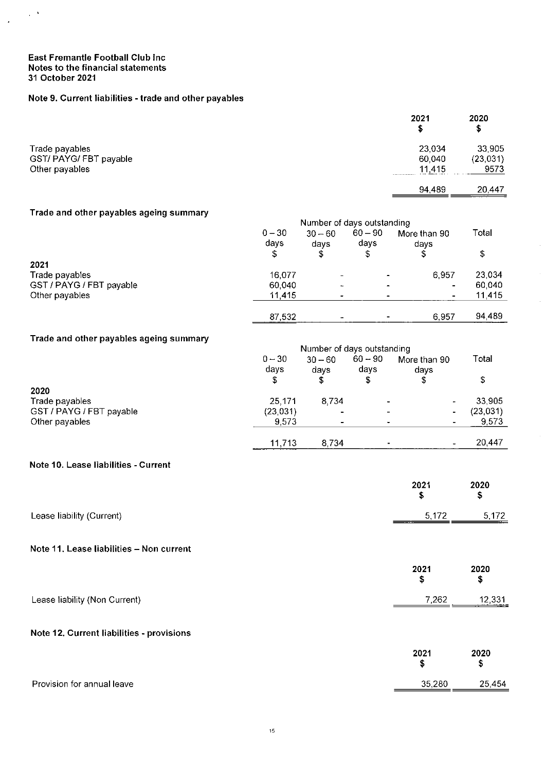East Fremantle Football Club Inc
Notes to the financial statements
31 October 2021

## Note 9. Current liabilities - trade and other payables

| | 2021 $ | 2020 $ |
|---|---|---|
| Trade payables | 23,034 | 33,905 |
| GST/ PAYG/ FBT payable | 60,040 | (23,031) |
| Other payables | 11,415 | 9573 |
| | 94,489 | 20,447 |

### Trade and other payables ageing summary

| | Number of days outstanding 0 – 30 days $ | 30 – 60 days $ | 60 – 90 days $ | More than 90 days $ | Total $ |
|---|---|---|---|---|---|
| **2021** | | | | | |
| Trade payables | 16,077 | - | - | 6,957 | 23,034 |
| GST / PAYG / FBT payable | 60,040 | - | - | - | 60,040 |
| Other payables | 11,415 | - | - | - | 11,415 |
| | 87,532 | - | - | 6,957 | 94,489 |

### Trade and other payables ageing summary

| | Number of days outstanding 0 – 30 days $ | 30 – 60 days $ | 60 – 90 days $ | More than 90 days $ | Total $ |
|---|---|---|---|---|---|
| **2020** | | | | | |
| Trade payables | 25,171 | 8,734 | - | - | 33,905 |
| GST / PAYG / FBT payable | (23,031) | - | - | - | (23,031) |
| Other payables | 9,573 | - | - | - | 9,573 |
| | 11,713 | 8,734 | - | - | 20,447 |

## Note 10. Lease liabilities - Current

| | 2021 $ | 2020 $ |
|---|---|---|
| Lease liability (Current) | 5,172 | 5,172 |

## Note 11. Lease liabilities – Non current

| | 2021 $ | 2020 $ |
|---|---|---|
| Lease liability (Non Current) | 7,262 | 12,331 |

## Note 12. Current liabilities - provisions

| | 2021 $ | 2020 $ |
|---|---|---|
| Provision for annual leave | 35,280 | 25,454 |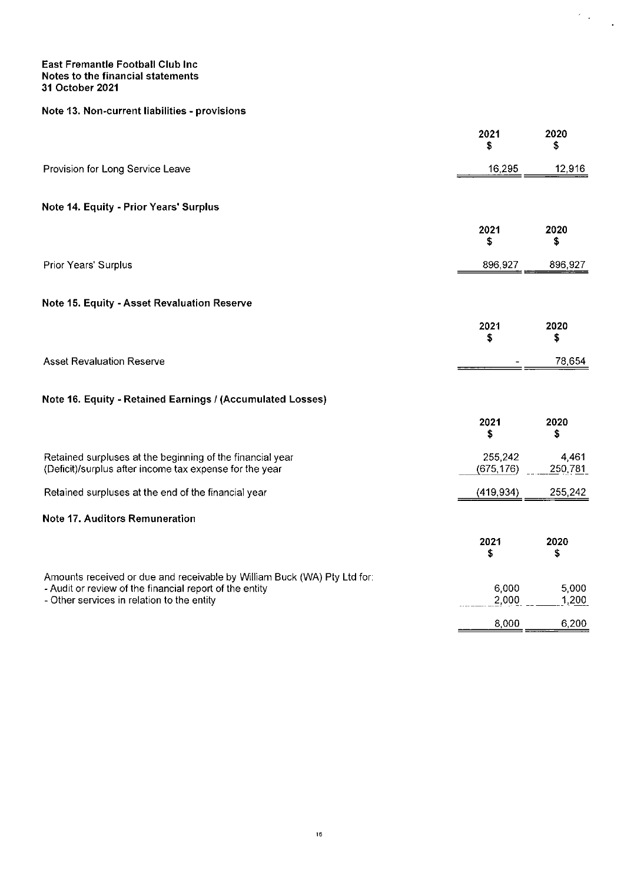**East Fremantle Football Club Inc**
**Notes to the financial statements**
**31 October 2021**

## Note 13. Non-current liabilities - provisions

| | 2021 $ | 2020 $ |
|---|---|---|
| Provision for Long Service Leave | 16,295 | 12,916 |

## Note 14. Equity - Prior Years' Surplus

| | 2021 $ | 2020 $ |
|---|---|---|
| Prior Years' Surplus | 896,927 | 896,927 |

## Note 15. Equity - Asset Revaluation Reserve

| | 2021 $ | 2020 $ |
|---|---|---|
| Asset Revaluation Reserve | - | 78,654 |

## Note 16. Equity - Retained Earnings / (Accumulated Losses)

| | 2021 $ | 2020 $ |
|---|---|---|
| Retained surpluses at the beginning of the financial year | 255,242 | 4,461 |
| (Deficit)/surplus after income tax expense for the year | (675,176) | 250,781 |
| Retained surpluses at the end of the financial year | (419,934) | 255,242 |

## Note 17. Auditors Remuneration

| | 2021 $ | 2020 $ |
|---|---|---|
| Amounts received or due and receivable by William Buck (WA) Pty Ltd for: | | |
| - Audit or review of the financial report of the entity | 6,000 | 5,000 |
| - Other services in relation to the entity | 2,000 | 1,200 |
| | 8,000 | 6,200 |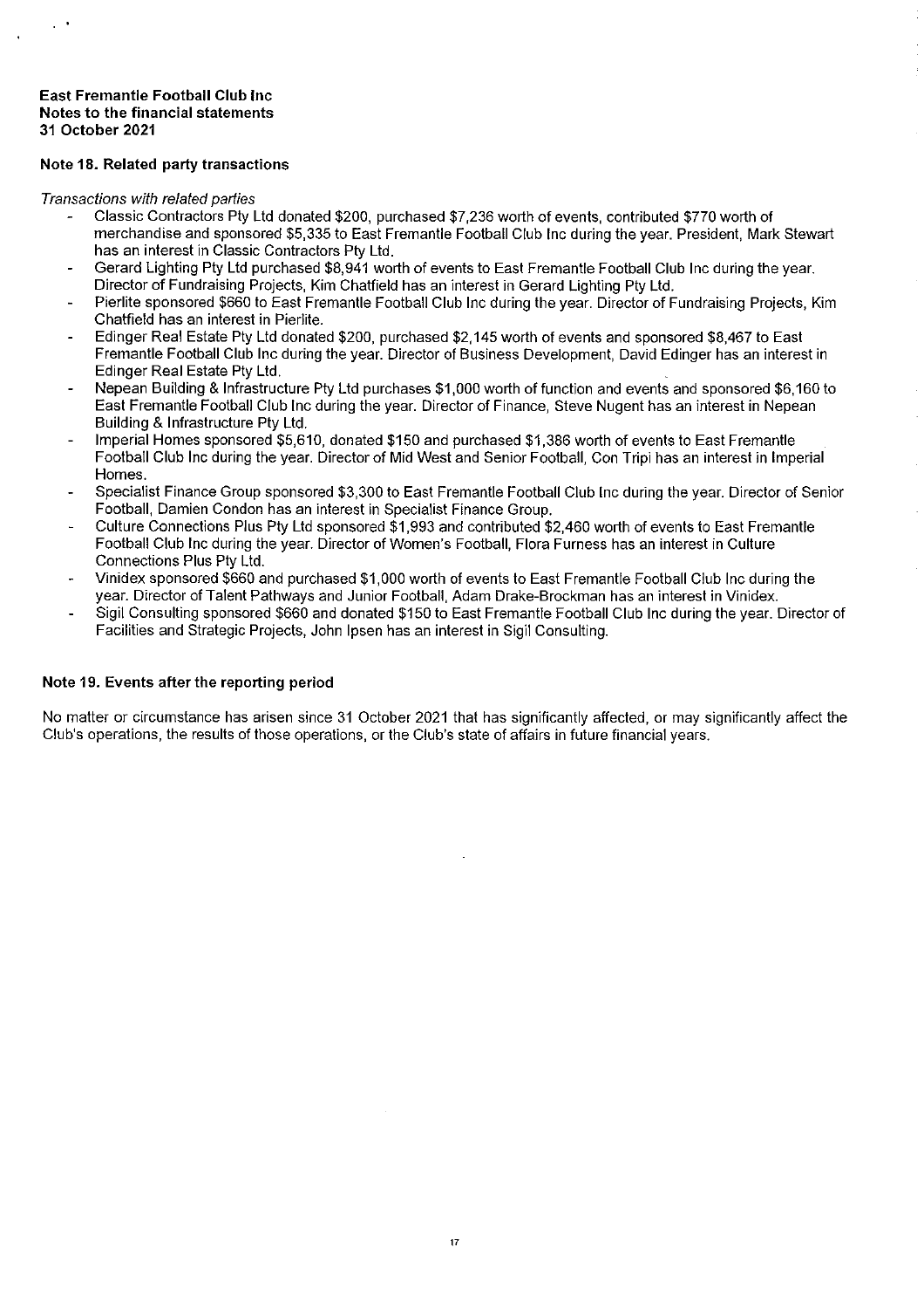**East Fremantle Football Club Inc**
**Notes to the financial statements**
**31 October 2021**

## Note 18. Related party transactions

*Transactions with related parties*

- Classic Contractors Pty Ltd donated $200, purchased $7,236 worth of events, contributed $770 worth of merchandise and sponsored $5,335 to East Fremantle Football Club Inc during the year. President, Mark Stewart has an interest in Classic Contractors Pty Ltd.
- Gerard Lighting Pty Ltd purchased $8,941 worth of events to East Fremantle Football Club Inc during the year. Director of Fundraising Projects, Kim Chatfield has an interest in Gerard Lighting Pty Ltd.
- Pierlite sponsored $660 to East Fremantle Football Club Inc during the year. Director of Fundraising Projects, Kim Chatfield has an interest in Pierlite.
- Edinger Real Estate Pty Ltd donated $200, purchased $2,145 worth of events and sponsored $8,467 to East Fremantle Football Club Inc during the year. Director of Business Development, David Edinger has an interest in Edinger Real Estate Pty Ltd.
- Nepean Building & Infrastructure Pty Ltd purchases $1,000 worth of function and events and sponsored $6,160 to East Fremantle Football Club Inc during the year. Director of Finance, Steve Nugent has an interest in Nepean Building & Infrastructure Pty Ltd.
- Imperial Homes sponsored $5,610, donated $150 and purchased $1,386 worth of events to East Fremantle Football Club Inc during the year. Director of Mid West and Senior Football, Con Tripi has an interest in Imperial Homes.
- Specialist Finance Group sponsored $3,300 to East Fremantle Football Club Inc during the year. Director of Senior Football, Damien Condon has an interest in Specialist Finance Group.
- Culture Connections Plus Pty Ltd sponsored $1,993 and contributed $2,460 worth of events to East Fremantle Football Club Inc during the year. Director of Women's Football, Flora Furness has an interest in Culture Connections Plus Pty Ltd.
- Vinidex sponsored $660 and purchased $1,000 worth of events to East Fremantle Football Club Inc during the year. Director of Talent Pathways and Junior Football, Adam Drake-Brockman has an interest in Vinidex.
- Sigil Consulting sponsored $660 and donated $150 to East Fremantle Football Club Inc during the year. Director of Facilities and Strategic Projects, John Ipsen has an interest in Sigil Consulting.

## Note 19. Events after the reporting period

No matter or circumstance has arisen since 31 October 2021 that has significantly affected, or may significantly affect the Club's operations, the results of those operations, or the Club's state of affairs in future financial years.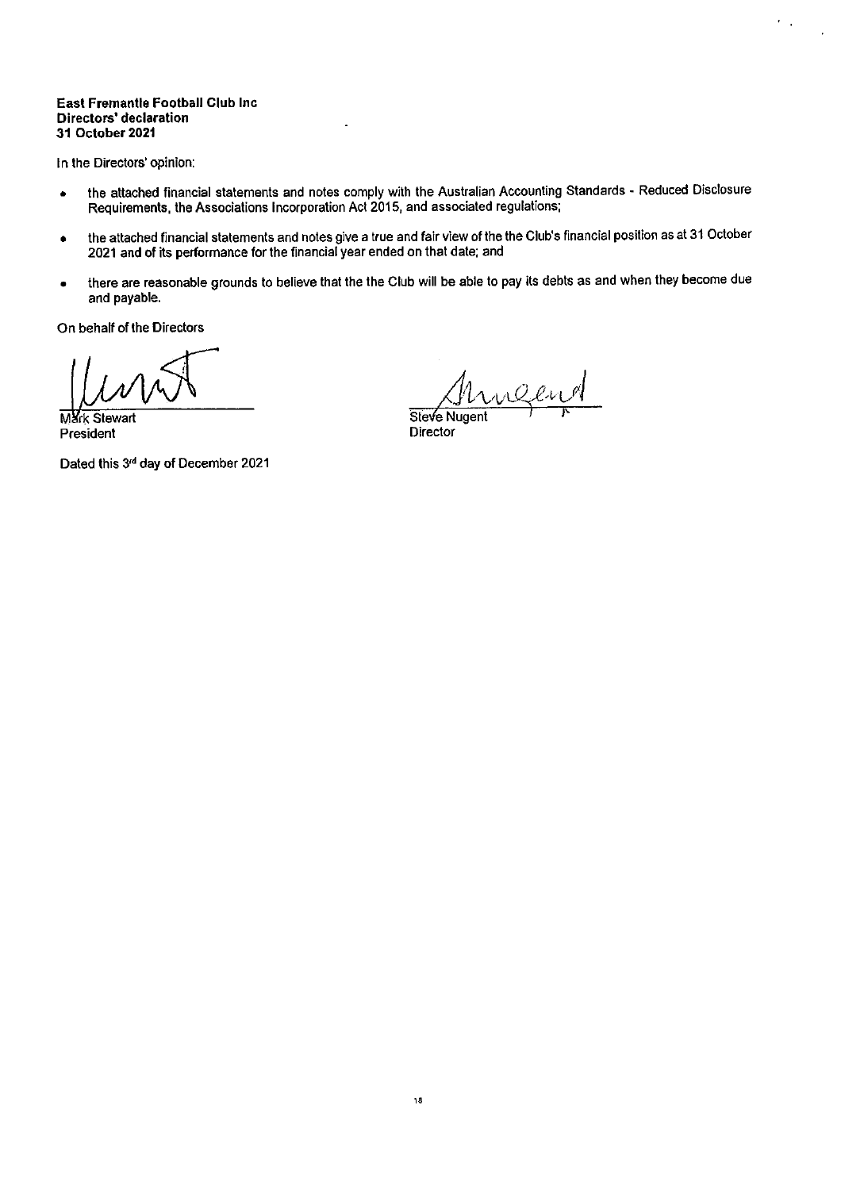**East Fremantle Football Club Inc**
**Directors' declaration**
**31 October 2021**

In the Directors' opinion:

- the attached financial statements and notes comply with the Australian Accounting Standards - Reduced Disclosure Requirements, the Associations Incorporation Act 2015, and associated regulations;
- the attached financial statements and notes give a true and fair view of the the Club's financial position as at 31 October 2021 and of its performance for the financial year ended on that date; and
- there are reasonable grounds to believe that the the Club will be able to pay its debts as and when they become due and payable.

On behalf of the Directors

Mark Stewart
President

Steve Nugent
Director

Dated this 3rd day of December 2021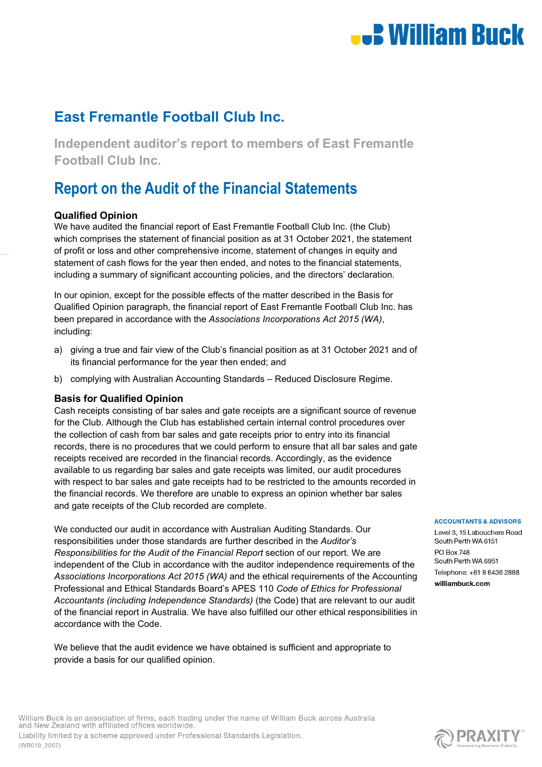# East Fremantle Football Club Inc.

**Independent auditor's report to members of East Fremantle Football Club Inc.**

## Report on the Audit of the Financial Statements

### Qualified Opinion

We have audited the financial report of East Fremantle Football Club Inc. (the Club) which comprises the statement of financial position as at 31 October 2021, the statement of profit or loss and other comprehensive income, statement of changes in equity and statement of cash flows for the year then ended, and notes to the financial statements, including a summary of significant accounting policies, and the directors' declaration.

In our opinion, except for the possible effects of the matter described in the Basis for Qualified Opinion paragraph, the financial report of East Fremantle Football Club Inc. has been prepared in accordance with the *Associations Incorporations Act 2015 (WA)*, including:

a) giving a true and fair view of the Club's financial position as at 31 October 2021 and of its financial performance for the year then ended; and

b) complying with Australian Accounting Standards – Reduced Disclosure Regime.

### Basis for Qualified Opinion

Cash receipts consisting of bar sales and gate receipts are a significant source of revenue for the Club. Although the Club has established certain internal control procedures over the collection of cash from bar sales and gate receipts prior to entry into its financial records, there is no procedures that we could perform to ensure that all bar sales and gate receipts received are recorded in the financial records. Accordingly, as the evidence available to us regarding bar sales and gate receipts was limited, our audit procedures with respect to bar sales and gate receipts had to be restricted to the amounts recorded in the financial records. We therefore are unable to express an opinion whether bar sales and gate receipts of the Club recorded are complete.

We conducted our audit in accordance with Australian Auditing Standards. Our responsibilities under those standards are further described in the *Auditor's Responsibilities for the Audit of the Financial Report* section of our report. We are independent of the Club in accordance with the auditor independence requirements of the *Associations Incorporations Act 2015 (WA)* and the ethical requirements of the Accounting Professional and Ethical Standards Board's APES 110 *Code of Ethics for Professional Accountants (including Independence Standards)* (the Code) that are relevant to our audit of the financial report in Australia. We have also fulfilled our other ethical responsibilities in accordance with the Code.

We believe that the audit evidence we have obtained is sufficient and appropriate to provide a basis for our qualified opinion.

**ACCOUNTANTS & ADVISORS**

Level 3, 15 Labouchere Road
South Perth WA 6151

PO Box 748
South Perth WA 6951

Telephone: +61 8 6436 2888

**williambuck.com**

William Buck is an association of firms, each trading under the name of William Buck across Australia and New Zealand with affiliated offices worldwide.
Liability limited by a scheme approved under Professional Standards Legislation.
(WB019_2007)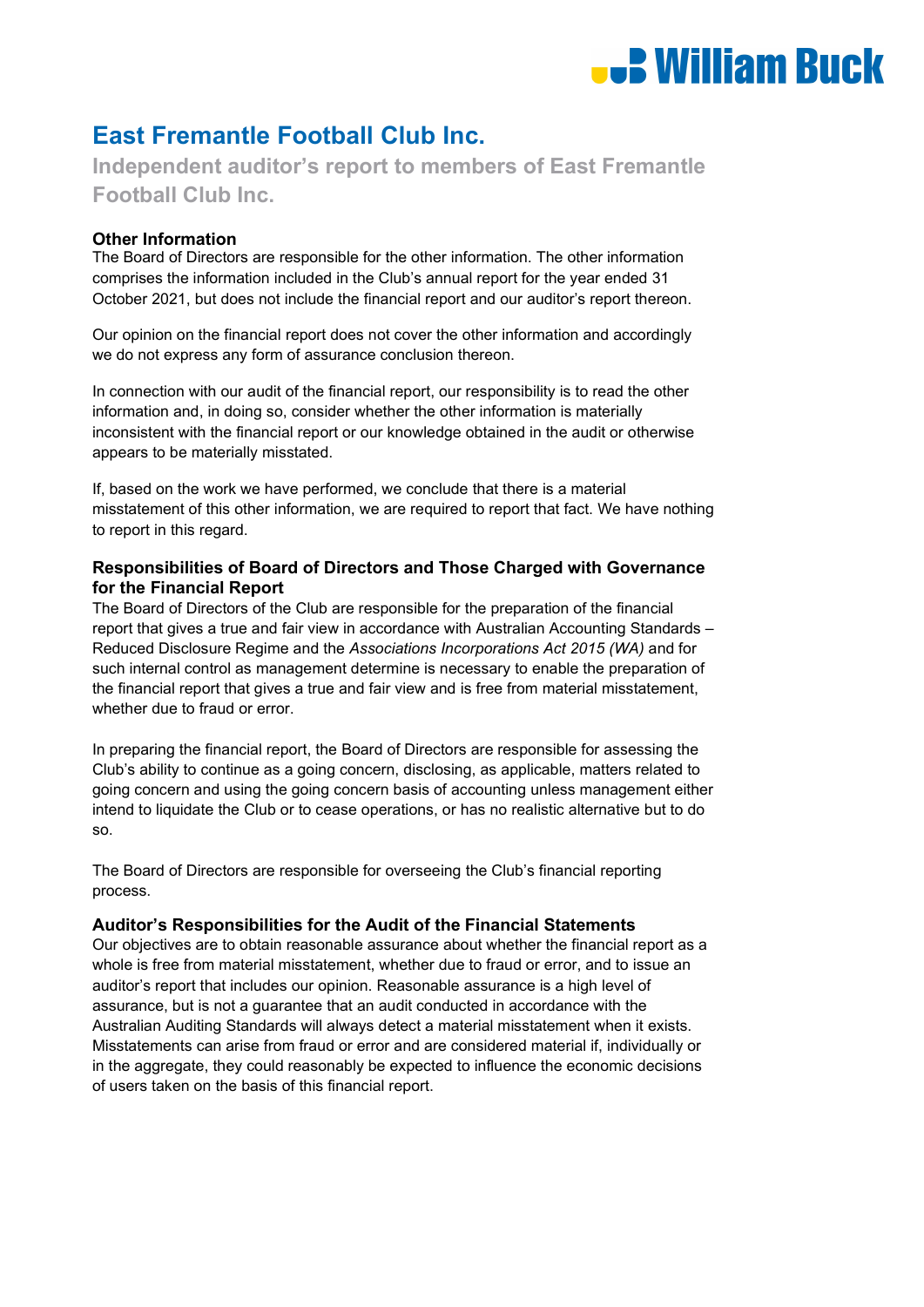# East Fremantle Football Club Inc.

## Independent auditor's report to members of East Fremantle Football Club Inc.

### Other Information

The Board of Directors are responsible for the other information. The other information comprises the information included in the Club's annual report for the year ended 31 October 2021, but does not include the financial report and our auditor's report thereon.

Our opinion on the financial report does not cover the other information and accordingly we do not express any form of assurance conclusion thereon.

In connection with our audit of the financial report, our responsibility is to read the other information and, in doing so, consider whether the other information is materially inconsistent with the financial report or our knowledge obtained in the audit or otherwise appears to be materially misstated.

If, based on the work we have performed, we conclude that there is a material misstatement of this other information, we are required to report that fact. We have nothing to report in this regard.

### Responsibilities of Board of Directors and Those Charged with Governance for the Financial Report

The Board of Directors of the Club are responsible for the preparation of the financial report that gives a true and fair view in accordance with Australian Accounting Standards – Reduced Disclosure Regime and the *Associations Incorporations Act 2015 (WA)* and for such internal control as management determine is necessary to enable the preparation of the financial report that gives a true and fair view and is free from material misstatement, whether due to fraud or error.

In preparing the financial report, the Board of Directors are responsible for assessing the Club's ability to continue as a going concern, disclosing, as applicable, matters related to going concern and using the going concern basis of accounting unless management either intend to liquidate the Club or to cease operations, or has no realistic alternative but to do so.

The Board of Directors are responsible for overseeing the Club's financial reporting process.

### Auditor's Responsibilities for the Audit of the Financial Statements

Our objectives are to obtain reasonable assurance about whether the financial report as a whole is free from material misstatement, whether due to fraud or error, and to issue an auditor's report that includes our opinion. Reasonable assurance is a high level of assurance, but is not a guarantee that an audit conducted in accordance with the Australian Auditing Standards will always detect a material misstatement when it exists. Misstatements can arise from fraud or error and are considered material if, individually or in the aggregate, they could reasonably be expected to influence the economic decisions of users taken on the basis of this financial report.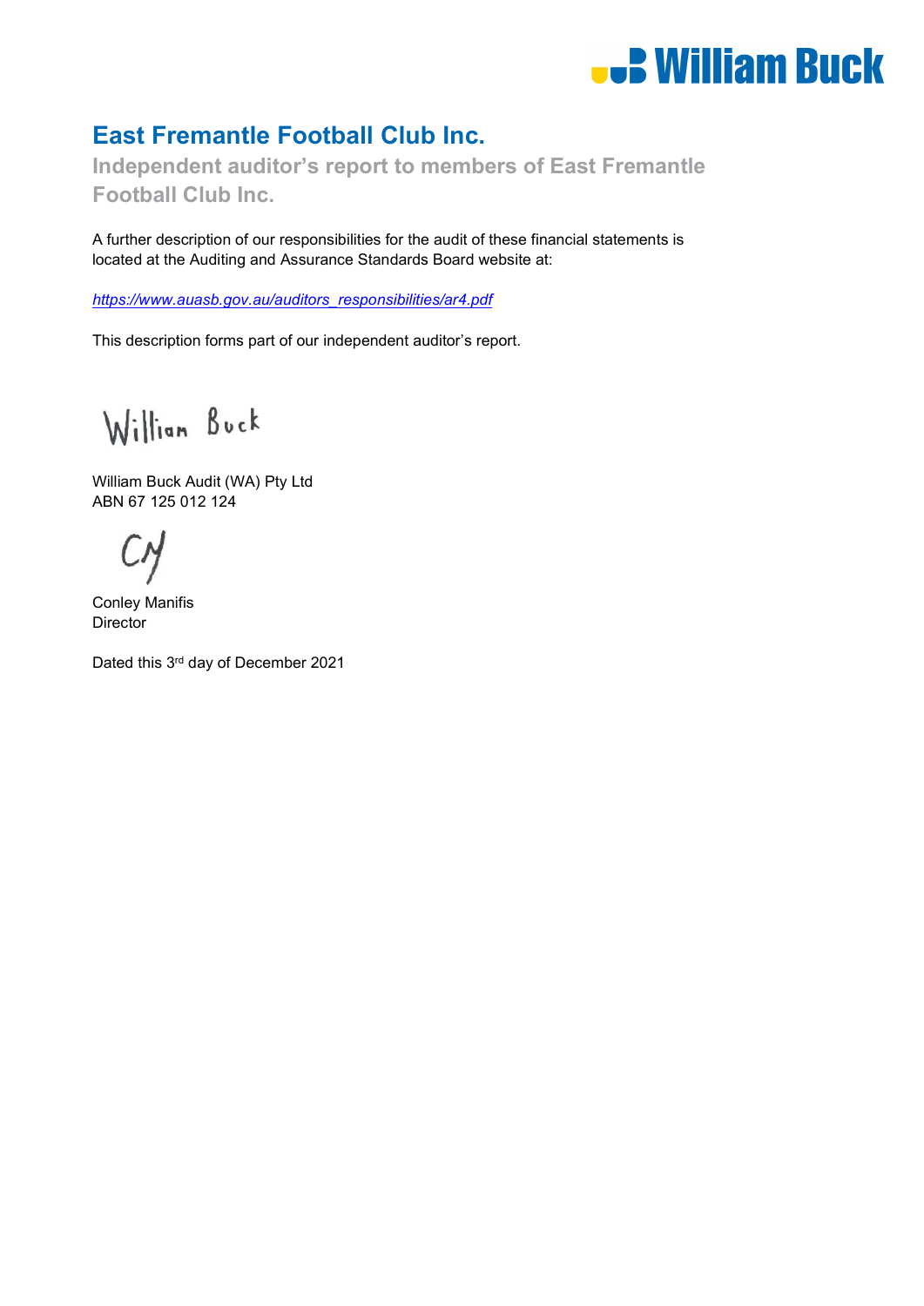# East Fremantle Football Club Inc.

## Independent auditor's report to members of East Fremantle Football Club Inc.

A further description of our responsibilities for the audit of these financial statements is located at the Auditing and Assurance Standards Board website at:

*https://www.auasb.gov.au/auditors_responsibilities/ar4.pdf*

This description forms part of our independent auditor's report.

William Buck

William Buck Audit (WA) Pty Ltd
ABN 67 125 012 124

CM

Conley Manifis
Director

Dated this 3rd day of December 2021